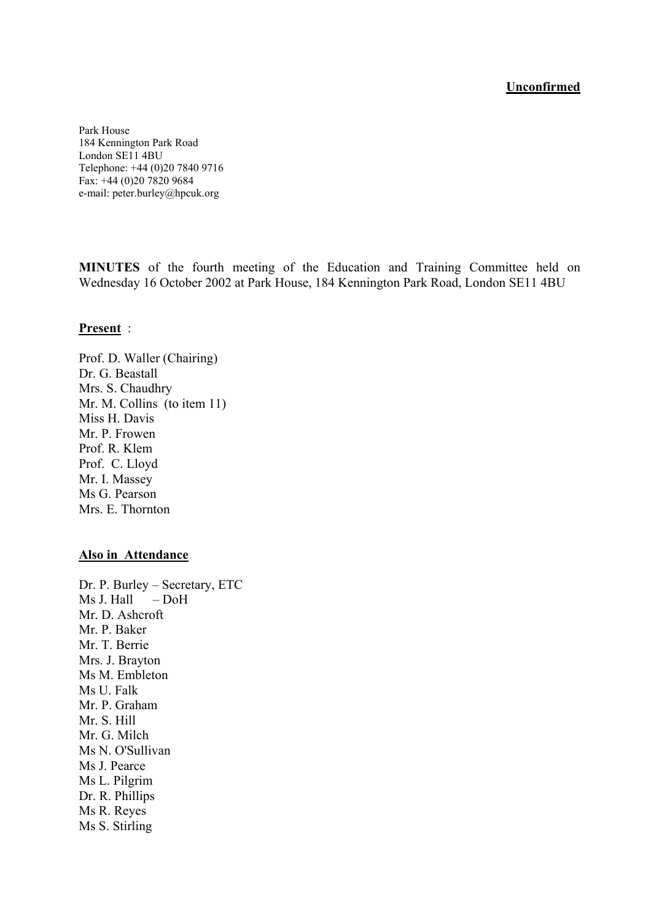**Unconfirmed**

Park House
184 Kennington Park Road
London SE11 4BU
Telephone: +44 (0)20 7840 9716
Fax: +44 (0)20 7820 9684
e-mail: peter.burley@hpcuk.org

**MINUTES** of the fourth meeting of the Education and Training Committee held on Wednesday 16 October 2002 at Park House, 184 Kennington Park Road, London SE11 4BU

**Present** :

Prof. D. Waller (Chairing)
Dr. G. Beastall
Mrs. S. Chaudhry
Mr. M. Collins (to item 11)
Miss H. Davis
Mr. P. Frowen
Prof. R. Klem
Prof. C. Lloyd
Mr. I. Massey
Ms G. Pearson
Mrs. E. Thornton

**Also in Attendance**

Dr. P. Burley – Secretary, ETC
Ms J. Hall – DoH
Mr. D. Ashcroft
Mr. P. Baker
Mr. T. Berrie
Mrs. J. Brayton
Ms M. Embleton
Ms U. Falk
Mr. P. Graham
Mr. S. Hill
Mr. G. Milch
Ms N. O'Sullivan
Ms J. Pearce
Ms L. Pilgrim
Dr. R. Phillips
Ms R. Reyes
Ms S. Stirling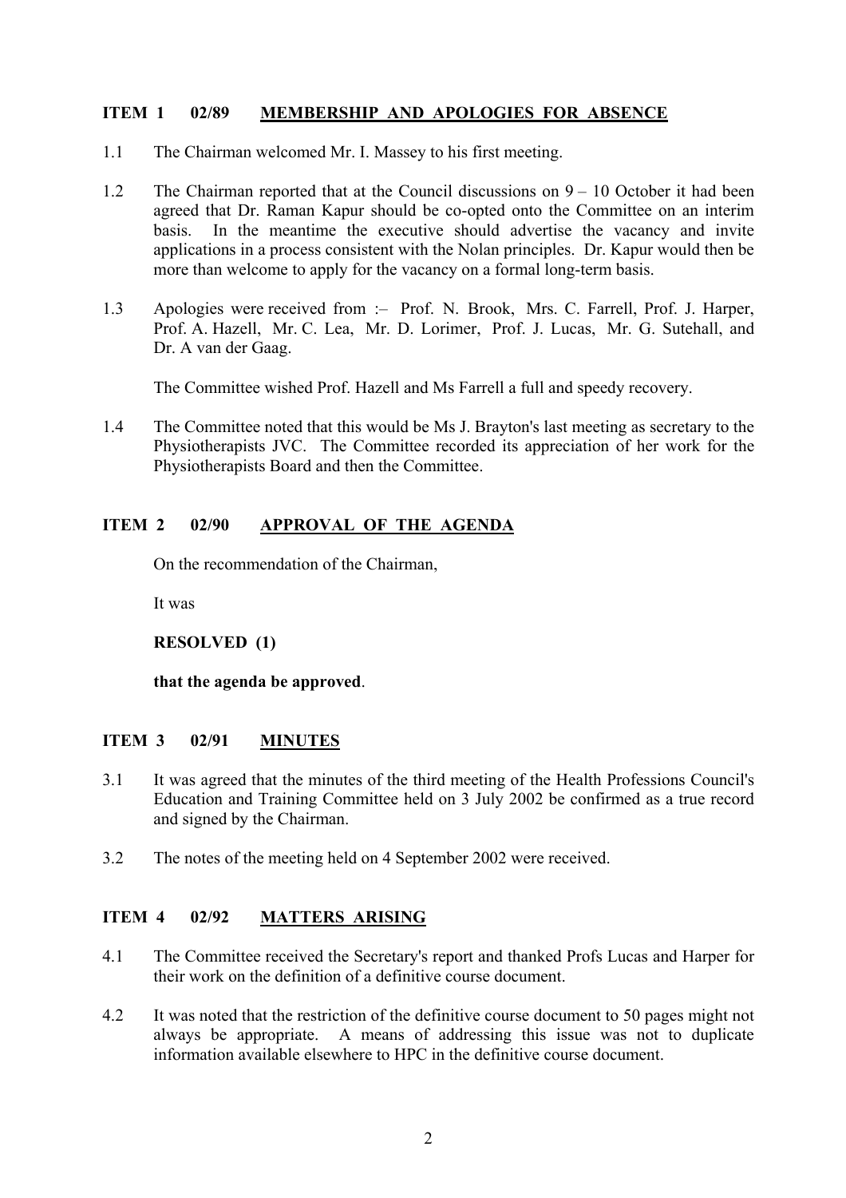## ITEM 1 02/89 MEMBERSHIP AND APOLOGIES FOR ABSENCE

1.1 The Chairman welcomed Mr. I. Massey to his first meeting.

1.2 The Chairman reported that at the Council discussions on 9 – 10 October it had been agreed that Dr. Raman Kapur should be co-opted onto the Committee on an interim basis. In the meantime the executive should advertise the vacancy and invite applications in a process consistent with the Nolan principles. Dr. Kapur would then be more than welcome to apply for the vacancy on a formal long-term basis.

1.3 Apologies were received from :– Prof. N. Brook, Mrs. C. Farrell, Prof. J. Harper, Prof. A. Hazell, Mr. C. Lea, Mr. D. Lorimer, Prof. J. Lucas, Mr. G. Sutehall, and Dr. A van der Gaag.

The Committee wished Prof. Hazell and Ms Farrell a full and speedy recovery.

1.4 The Committee noted that this would be Ms J. Brayton's last meeting as secretary to the Physiotherapists JVC. The Committee recorded its appreciation of her work for the Physiotherapists Board and then the Committee.

## ITEM 2 02/90 APPROVAL OF THE AGENDA

On the recommendation of the Chairman,

It was

**RESOLVED (1)**

**that the agenda be approved**.

## ITEM 3 02/91 MINUTES

3.1 It was agreed that the minutes of the third meeting of the Health Professions Council's Education and Training Committee held on 3 July 2002 be confirmed as a true record and signed by the Chairman.

3.2 The notes of the meeting held on 4 September 2002 were received.

## ITEM 4 02/92 MATTERS ARISING

4.1 The Committee received the Secretary's report and thanked Profs Lucas and Harper for their work on the definition of a definitive course document.

4.2 It was noted that the restriction of the definitive course document to 50 pages might not always be appropriate. A means of addressing this issue was not to duplicate information available elsewhere to HPC in the definitive course document.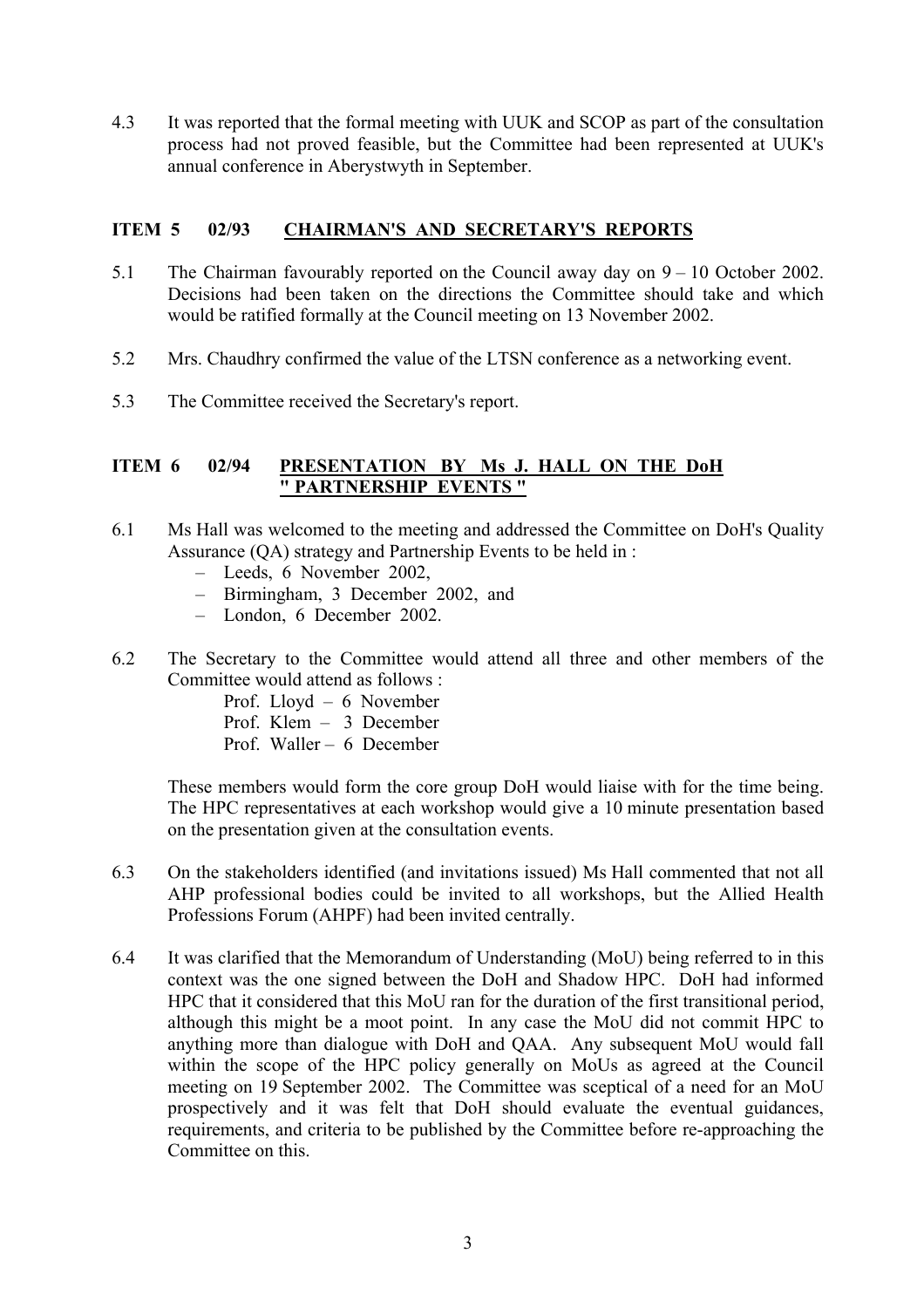4.3 It was reported that the formal meeting with UUK and SCOP as part of the consultation process had not proved feasible, but the Committee had been represented at UUK's annual conference in Aberystwyth in September.

## ITEM 5 02/93 CHAIRMAN'S AND SECRETARY'S REPORTS

5.1 The Chairman favourably reported on the Council away day on 9 – 10 October 2002. Decisions had been taken on the directions the Committee should take and which would be ratified formally at the Council meeting on 13 November 2002.

5.2 Mrs. Chaudhry confirmed the value of the LTSN conference as a networking event.

5.3 The Committee received the Secretary's report.

## ITEM 6 02/94 PRESENTATION BY Ms J. HALL ON THE DoH " PARTNERSHIP EVENTS "

6.1 Ms Hall was welcomed to the meeting and addressed the Committee on DoH's Quality Assurance (QA) strategy and Partnership Events to be held in :

- Leeds, 6 November 2002,
- Birmingham, 3 December 2002, and
- London, 6 December 2002.

6.2 The Secretary to the Committee would attend all three and other members of the Committee would attend as follows :

Prof. Lloyd – 6 November
Prof. Klem – 3 December
Prof. Waller – 6 December

These members would form the core group DoH would liaise with for the time being. The HPC representatives at each workshop would give a 10 minute presentation based on the presentation given at the consultation events.

6.3 On the stakeholders identified (and invitations issued) Ms Hall commented that not all AHP professional bodies could be invited to all workshops, but the Allied Health Professions Forum (AHPF) had been invited centrally.

6.4 It was clarified that the Memorandum of Understanding (MoU) being referred to in this context was the one signed between the DoH and Shadow HPC. DoH had informed HPC that it considered that this MoU ran for the duration of the first transitional period, although this might be a moot point. In any case the MoU did not commit HPC to anything more than dialogue with DoH and QAA. Any subsequent MoU would fall within the scope of the HPC policy generally on MoUs as agreed at the Council meeting on 19 September 2002. The Committee was sceptical of a need for an MoU prospectively and it was felt that DoH should evaluate the eventual guidances, requirements, and criteria to be published by the Committee before re-approaching the Committee on this.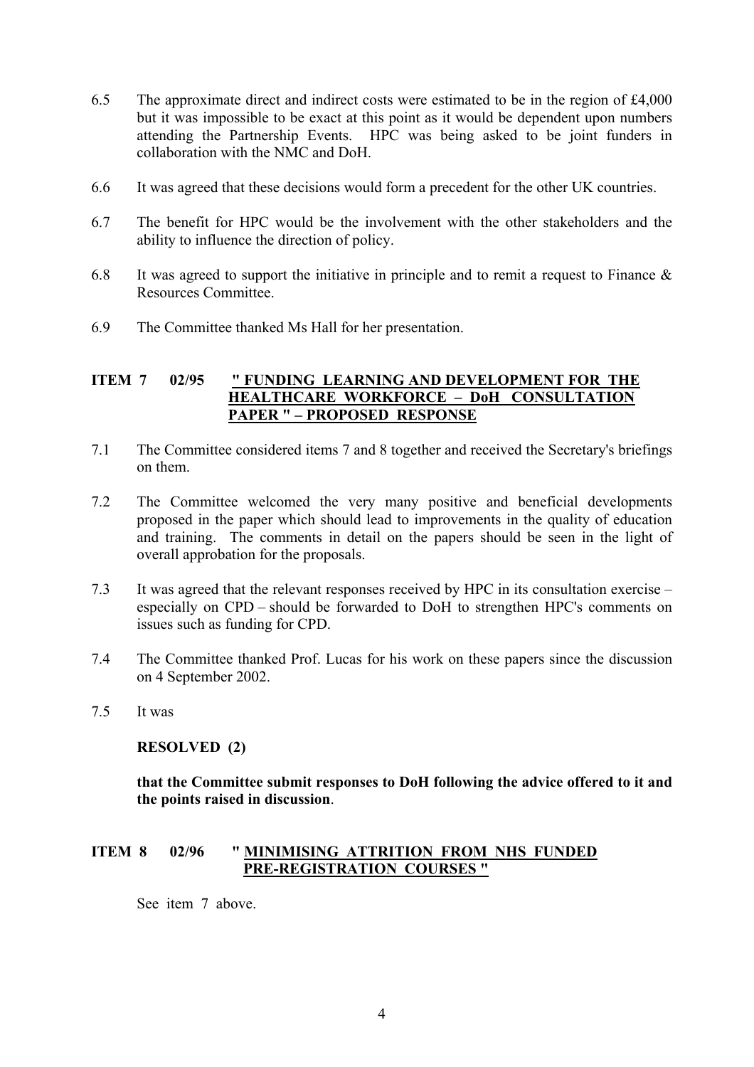6.5 The approximate direct and indirect costs were estimated to be in the region of £4,000 but it was impossible to be exact at this point as it would be dependent upon numbers attending the Partnership Events. HPC was being asked to be joint funders in collaboration with the NMC and DoH.

6.6 It was agreed that these decisions would form a precedent for the other UK countries.

6.7 The benefit for HPC would be the involvement with the other stakeholders and the ability to influence the direction of policy.

6.8 It was agreed to support the initiative in principle and to remit a request to Finance & Resources Committee.

6.9 The Committee thanked Ms Hall for her presentation.

**ITEM 7 02/95 <u>" FUNDING LEARNING AND DEVELOPMENT FOR THE HEALTHCARE WORKFORCE – DoH CONSULTATION PAPER " – PROPOSED RESPONSE</u>**

7.1 The Committee considered items 7 and 8 together and received the Secretary's briefings on them.

7.2 The Committee welcomed the very many positive and beneficial developments proposed in the paper which should lead to improvements in the quality of education and training. The comments in detail on the papers should be seen in the light of overall approbation for the proposals.

7.3 It was agreed that the relevant responses received by HPC in its consultation exercise – especially on CPD – should be forwarded to DoH to strengthen HPC's comments on issues such as funding for CPD.

7.4 The Committee thanked Prof. Lucas for his work on these papers since the discussion on 4 September 2002.

7.5 It was

**RESOLVED (2)**

**that the Committee submit responses to DoH following the advice offered to it and the points raised in discussion**.

**ITEM 8 02/96 " <u>MINIMISING ATTRITION FROM NHS FUNDED PRE-REGISTRATION COURSES "</u>**

See item 7 above.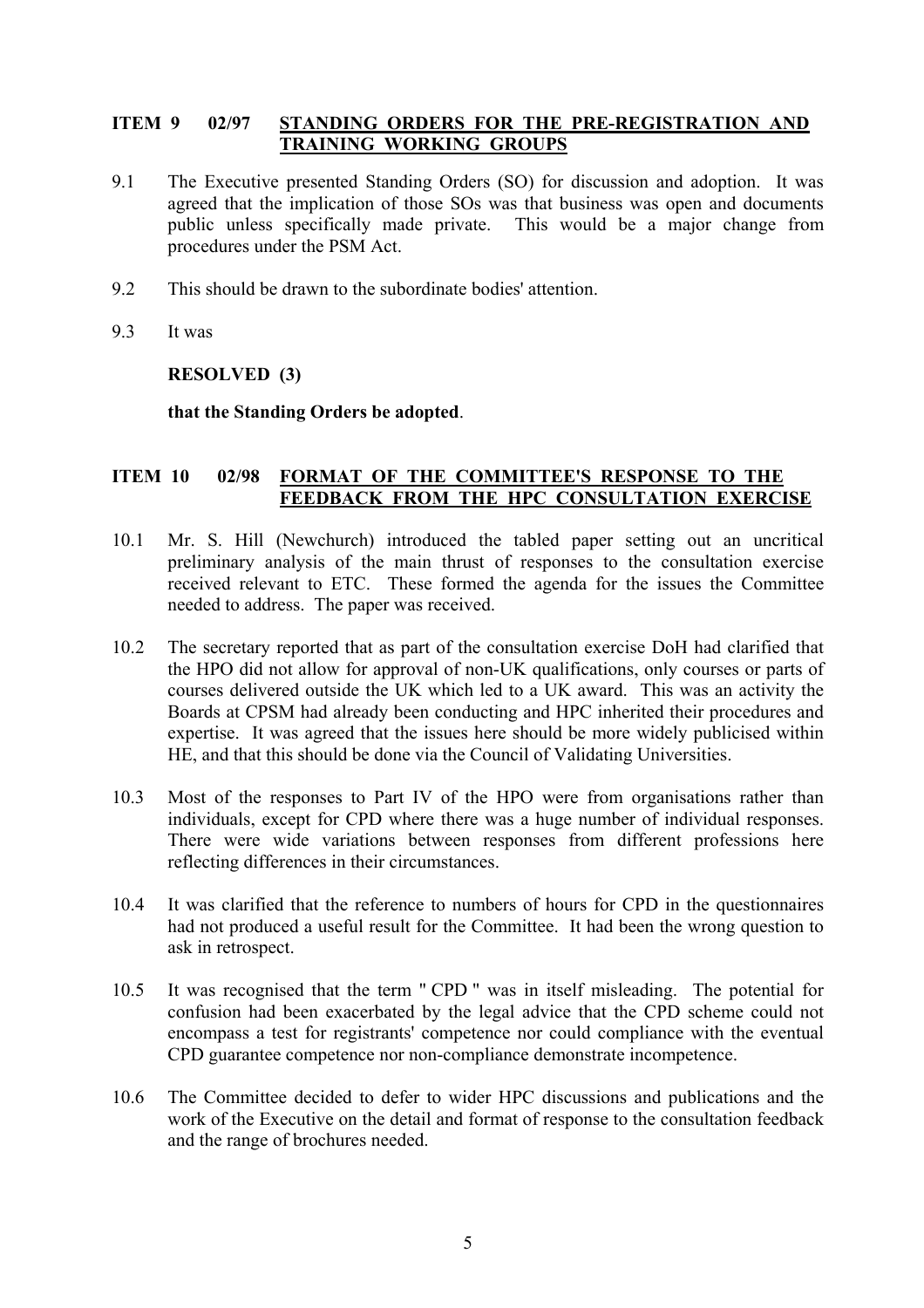## ITEM 9 02/97 STANDING ORDERS FOR THE PRE-REGISTRATION AND TRAINING WORKING GROUPS

9.1 The Executive presented Standing Orders (SO) for discussion and adoption. It was agreed that the implication of those SOs was that business was open and documents public unless specifically made private. This would be a major change from procedures under the PSM Act.

9.2 This should be drawn to the subordinate bodies' attention.

9.3 It was

**RESOLVED (3)**

**that the Standing Orders be adopted**.

## ITEM 10 02/98 FORMAT OF THE COMMITTEE'S RESPONSE TO THE FEEDBACK FROM THE HPC CONSULTATION EXERCISE

10.1 Mr. S. Hill (Newchurch) introduced the tabled paper setting out an uncritical preliminary analysis of the main thrust of responses to the consultation exercise received relevant to ETC. These formed the agenda for the issues the Committee needed to address. The paper was received.

10.2 The secretary reported that as part of the consultation exercise DoH had clarified that the HPO did not allow for approval of non-UK qualifications, only courses or parts of courses delivered outside the UK which led to a UK award. This was an activity the Boards at CPSM had already been conducting and HPC inherited their procedures and expertise. It was agreed that the issues here should be more widely publicised within HE, and that this should be done via the Council of Validating Universities.

10.3 Most of the responses to Part IV of the HPO were from organisations rather than individuals, except for CPD where there was a huge number of individual responses. There were wide variations between responses from different professions here reflecting differences in their circumstances.

10.4 It was clarified that the reference to numbers of hours for CPD in the questionnaires had not produced a useful result for the Committee. It had been the wrong question to ask in retrospect.

10.5 It was recognised that the term " CPD " was in itself misleading. The potential for confusion had been exacerbated by the legal advice that the CPD scheme could not encompass a test for registrants' competence nor could compliance with the eventual CPD guarantee competence nor non-compliance demonstrate incompetence.

10.6 The Committee decided to defer to wider HPC discussions and publications and the work of the Executive on the detail and format of response to the consultation feedback and the range of brochures needed.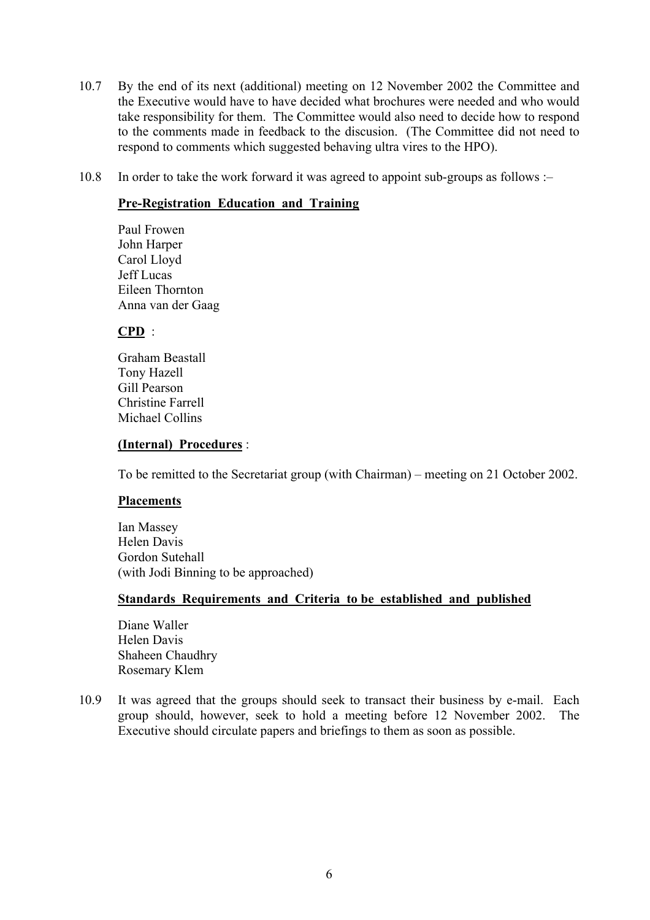10.7 By the end of its next (additional) meeting on 12 November 2002 the Committee and the Executive would have to have decided what brochures were needed and who would take responsibility for them. The Committee would also need to decide how to respond to the comments made in feedback to the discusion. (The Committee did not need to respond to comments which suggested behaving ultra vires to the HPO).

10.8 In order to take the work forward it was agreed to appoint sub-groups as follows :–

**Pre-Registration Education and Training**

Paul Frowen
John Harper
Carol Lloyd
Jeff Lucas
Eileen Thornton
Anna van der Gaag

**CPD** :

Graham Beastall
Tony Hazell
Gill Pearson
Christine Farrell
Michael Collins

**(Internal) Procedures** :

To be remitted to the Secretariat group (with Chairman) – meeting on 21 October 2002.

**Placements**

Ian Massey
Helen Davis
Gordon Sutehall
(with Jodi Binning to be approached)

**Standards Requirements and Criteria to be established and published**

Diane Waller
Helen Davis
Shaheen Chaudhry
Rosemary Klem

10.9 It was agreed that the groups should seek to transact their business by e-mail. Each group should, however, seek to hold a meeting before 12 November 2002. The Executive should circulate papers and briefings to them as soon as possible.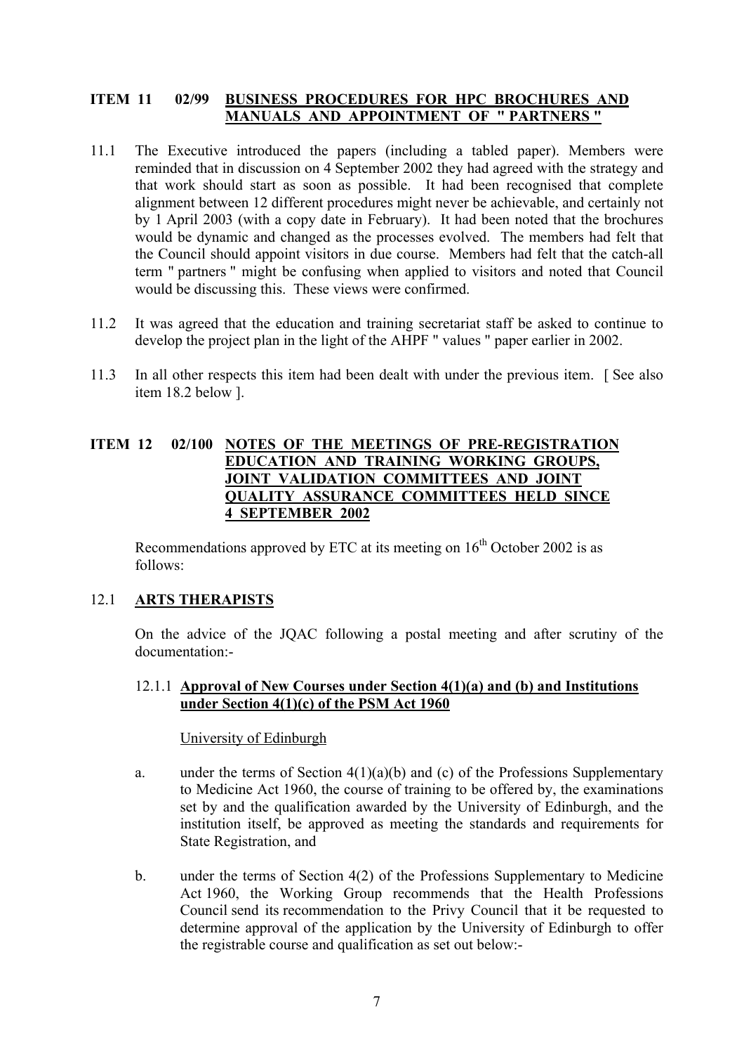## ITEM 11 02/99 BUSINESS PROCEDURES FOR HPC BROCHURES AND MANUALS AND APPOINTMENT OF " PARTNERS "

11.1 The Executive introduced the papers (including a tabled paper). Members were reminded that in discussion on 4 September 2002 they had agreed with the strategy and that work should start as soon as possible. It had been recognised that complete alignment between 12 different procedures might never be achievable, and certainly not by 1 April 2003 (with a copy date in February). It had been noted that the brochures would be dynamic and changed as the processes evolved. The members had felt that the Council should appoint visitors in due course. Members had felt that the catch-all term " partners " might be confusing when applied to visitors and noted that Council would be discussing this. These views were confirmed.

11.2 It was agreed that the education and training secretariat staff be asked to continue to develop the project plan in the light of the AHPF " values " paper earlier in 2002.

11.3 In all other respects this item had been dealt with under the previous item. [ See also item 18.2 below ].

## ITEM 12 02/100 NOTES OF THE MEETINGS OF PRE-REGISTRATION EDUCATION AND TRAINING WORKING GROUPS, JOINT VALIDATION COMMITTEES AND JOINT QUALITY ASSURANCE COMMITTEES HELD SINCE 4 SEPTEMBER 2002

Recommendations approved by ETC at its meeting on 16th October 2002 is as follows:

### 12.1 ARTS THERAPISTS

On the advice of the JQAC following a postal meeting and after scrutiny of the documentation:-

#### 12.1.1 Approval of New Courses under Section 4(1)(a) and (b) and Institutions under Section 4(1)(c) of the PSM Act 1960

University of Edinburgh

a. under the terms of Section 4(1)(a)(b) and (c) of the Professions Supplementary to Medicine Act 1960, the course of training to be offered by, the examinations set by and the qualification awarded by the University of Edinburgh, and the institution itself, be approved as meeting the standards and requirements for State Registration, and

b. under the terms of Section 4(2) of the Professions Supplementary to Medicine Act 1960, the Working Group recommends that the Health Professions Council send its recommendation to the Privy Council that it be requested to determine approval of the application by the University of Edinburgh to offer the registrable course and qualification as set out below:-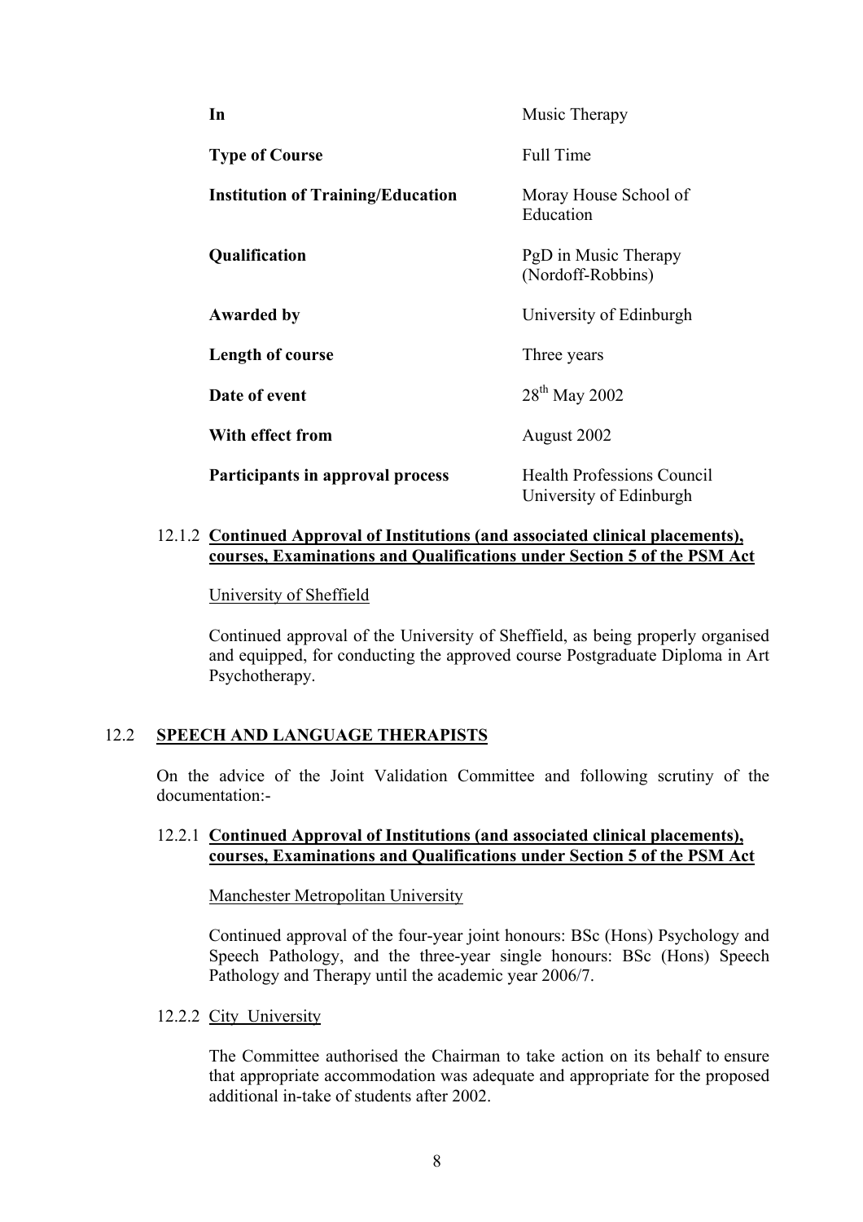| | |
|---|---|
| **In** | Music Therapy |
| **Type of Course** | Full Time |
| **Institution of Training/Education** | Moray House School of Education |
| **Qualification** | PgD in Music Therapy (Nordoff-Robbins) |
| **Awarded by** | University of Edinburgh |
| **Length of course** | Three years |
| **Date of event** | 28th May 2002 |
| **With effect from** | August 2002 |
| **Participants in approval process** | Health Professions Council<br>University of Edinburgh |

12.1.2 **Continued Approval of Institutions (and associated clinical placements), courses, Examinations and Qualifications under Section 5 of the PSM Act**

University of Sheffield

Continued approval of the University of Sheffield, as being properly organised and equipped, for conducting the approved course Postgraduate Diploma in Art Psychotherapy.

## 12.2 SPEECH AND LANGUAGE THERAPISTS

On the advice of the Joint Validation Committee and following scrutiny of the documentation:-

12.2.1 **Continued Approval of Institutions (and associated clinical placements), courses, Examinations and Qualifications under Section 5 of the PSM Act**

Manchester Metropolitan University

Continued approval of the four-year joint honours: BSc (Hons) Psychology and Speech Pathology, and the three-year single honours: BSc (Hons) Speech Pathology and Therapy until the academic year 2006/7.

12.2.2 City University

The Committee authorised the Chairman to take action on its behalf to ensure that appropriate accommodation was adequate and appropriate for the proposed additional in-take of students after 2002.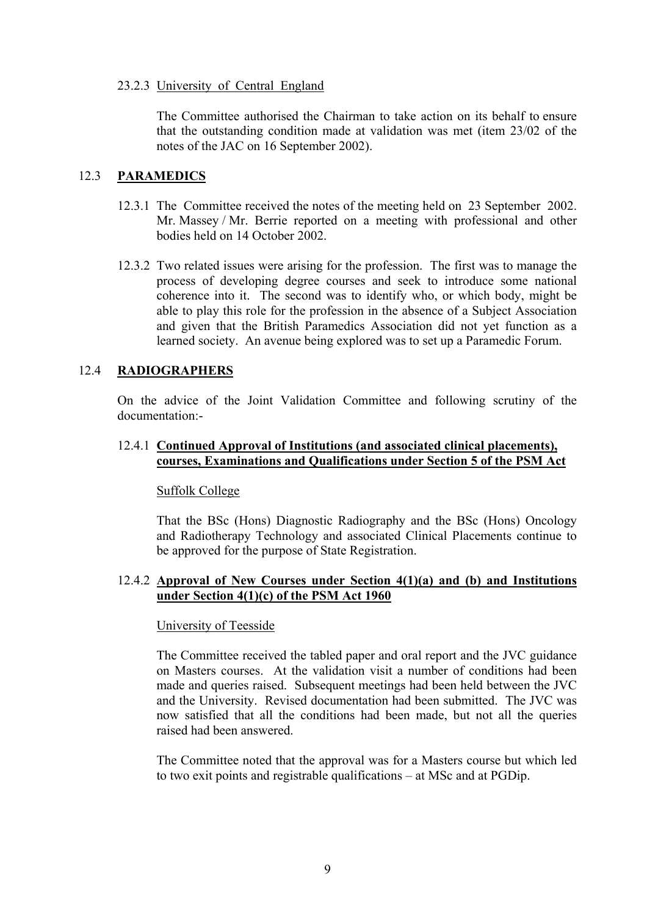23.2.3 University of Central England

The Committee authorised the Chairman to take action on its behalf to ensure that the outstanding condition made at validation was met (item 23/02 of the notes of the JAC on 16 September 2002).

## 12.3 **PARAMEDICS**

12.3.1 The Committee received the notes of the meeting held on 23 September 2002. Mr. Massey / Mr. Berrie reported on a meeting with professional and other bodies held on 14 October 2002.

12.3.2 Two related issues were arising for the profession. The first was to manage the process of developing degree courses and seek to introduce some national coherence into it. The second was to identify who, or which body, might be able to play this role for the profession in the absence of a Subject Association and given that the British Paramedics Association did not yet function as a learned society. An avenue being explored was to set up a Paramedic Forum.

## 12.4 **RADIOGRAPHERS**

On the advice of the Joint Validation Committee and following scrutiny of the documentation:-

12.4.1 **Continued Approval of Institutions (and associated clinical placements), courses, Examinations and Qualifications under Section 5 of the PSM Act**

Suffolk College

That the BSc (Hons) Diagnostic Radiography and the BSc (Hons) Oncology and Radiotherapy Technology and associated Clinical Placements continue to be approved for the purpose of State Registration.

12.4.2 **Approval of New Courses under Section 4(1)(a) and (b) and Institutions under Section 4(1)(c) of the PSM Act 1960**

University of Teesside

The Committee received the tabled paper and oral report and the JVC guidance on Masters courses. At the validation visit a number of conditions had been made and queries raised. Subsequent meetings had been held between the JVC and the University. Revised documentation had been submitted. The JVC was now satisfied that all the conditions had been made, but not all the queries raised had been answered.

The Committee noted that the approval was for a Masters course but which led to two exit points and registrable qualifications – at MSc and at PGDip.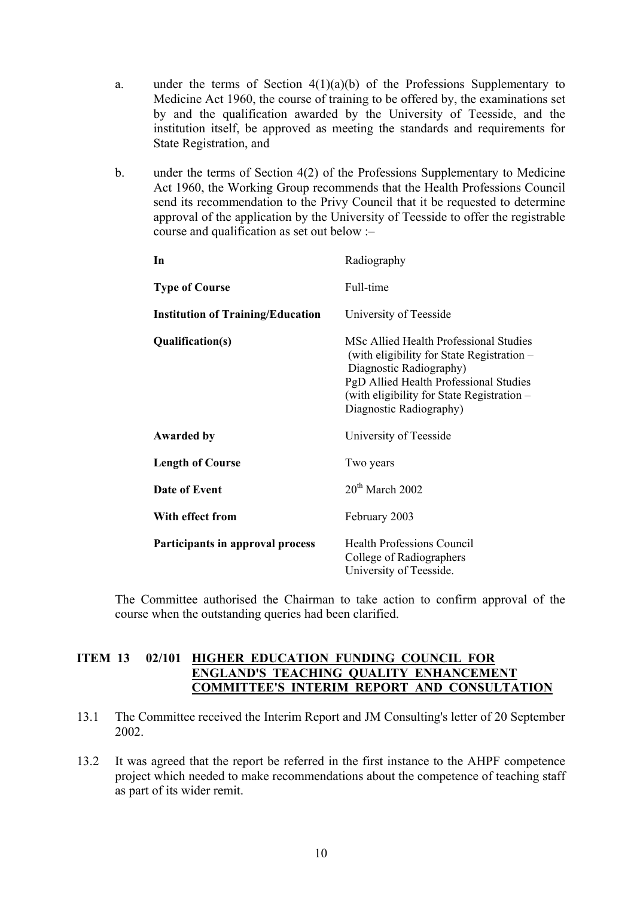a. under the terms of Section 4(1)(a)(b) of the Professions Supplementary to Medicine Act 1960, the course of training to be offered by, the examinations set by and the qualification awarded by the University of Teesside, and the institution itself, be approved as meeting the standards and requirements for State Registration, and

b. under the terms of Section 4(2) of the Professions Supplementary to Medicine Act 1960, the Working Group recommends that the Health Professions Council send its recommendation to the Privy Council that it be requested to determine approval of the application by the University of Teesside to offer the registrable course and qualification as set out below :–

| | |
|---|---|
| **In** | Radiography |
| **Type of Course** | Full-time |
| **Institution of Training/Education** | University of Teesside |
| **Qualification(s)** | MSc Allied Health Professional Studies (with eligibility for State Registration – Diagnostic Radiography)<br>PgD Allied Health Professional Studies (with eligibility for State Registration – Diagnostic Radiography) |
| **Awarded by** | University of Teesside |
| **Length of Course** | Two years |
| **Date of Event** | 20th March 2002 |
| **With effect from** | February 2003 |
| **Participants in approval process** | Health Professions Council<br>College of Radiographers<br>University of Teesside. |

The Committee authorised the Chairman to take action to confirm approval of the course when the outstanding queries had been clarified.

## ITEM 13 02/101 HIGHER EDUCATION FUNDING COUNCIL FOR ENGLAND'S TEACHING QUALITY ENHANCEMENT COMMITTEE'S INTERIM REPORT AND CONSULTATION

13.1 The Committee received the Interim Report and JM Consulting's letter of 20 September 2002.

13.2 It was agreed that the report be referred in the first instance to the AHPF competence project which needed to make recommendations about the competence of teaching staff as part of its wider remit.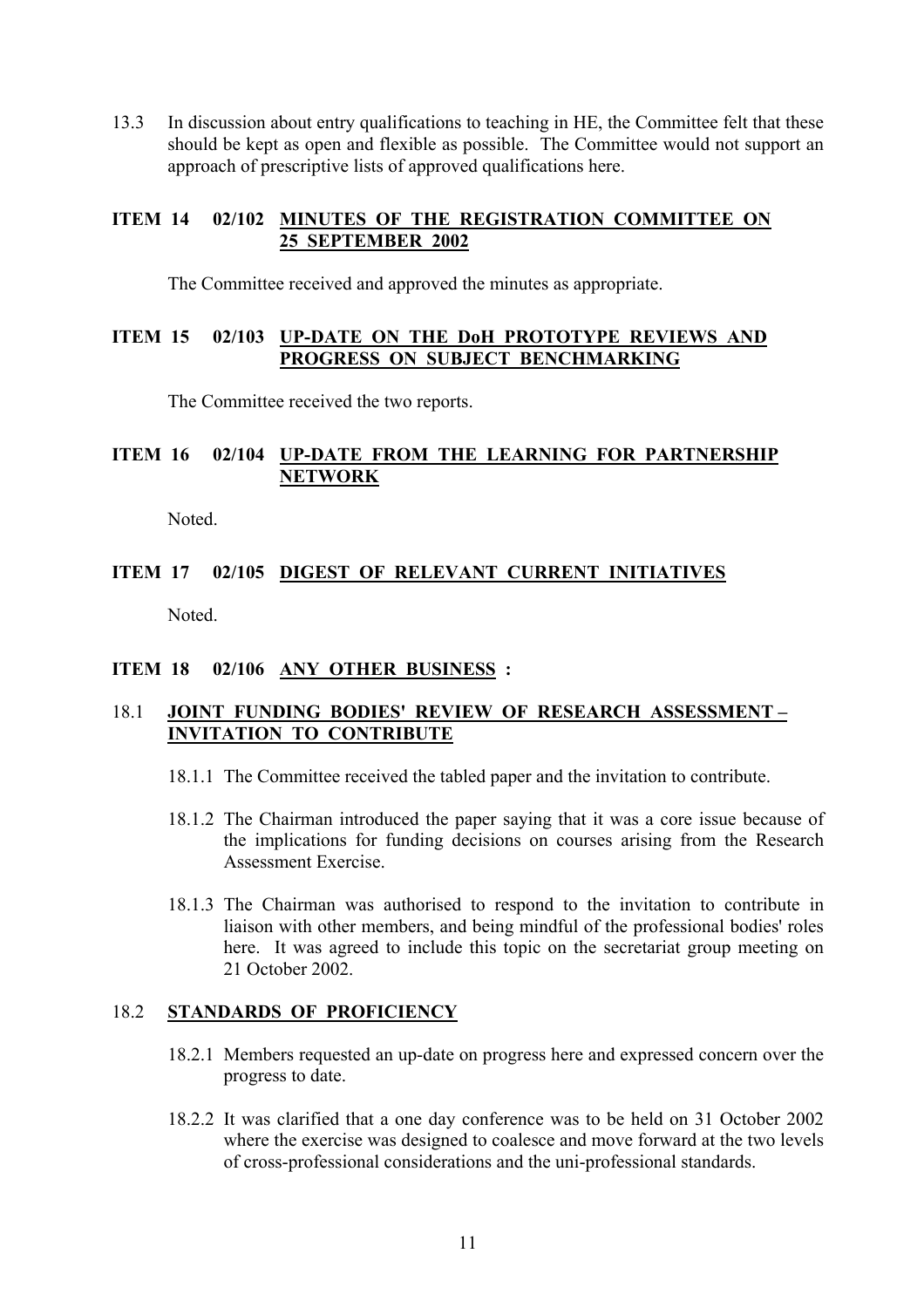13.3 In discussion about entry qualifications to teaching in HE, the Committee felt that these should be kept as open and flexible as possible. The Committee would not support an approach of prescriptive lists of approved qualifications here.

## ITEM 14 02/102 MINUTES OF THE REGISTRATION COMMITTEE ON 25 SEPTEMBER 2002

The Committee received and approved the minutes as appropriate.

## ITEM 15 02/103 UP-DATE ON THE DoH PROTOTYPE REVIEWS AND PROGRESS ON SUBJECT BENCHMARKING

The Committee received the two reports.

## ITEM 16 02/104 UP-DATE FROM THE LEARNING FOR PARTNERSHIP NETWORK

Noted.

## ITEM 17 02/105 DIGEST OF RELEVANT CURRENT INITIATIVES

Noted.

## ITEM 18 02/106 ANY OTHER BUSINESS :

### 18.1 JOINT FUNDING BODIES' REVIEW OF RESEARCH ASSESSMENT – INVITATION TO CONTRIBUTE

18.1.1 The Committee received the tabled paper and the invitation to contribute.

18.1.2 The Chairman introduced the paper saying that it was a core issue because of the implications for funding decisions on courses arising from the Research Assessment Exercise.

18.1.3 The Chairman was authorised to respond to the invitation to contribute in liaison with other members, and being mindful of the professional bodies' roles here. It was agreed to include this topic on the secretariat group meeting on 21 October 2002.

### 18.2 STANDARDS OF PROFICIENCY

18.2.1 Members requested an up-date on progress here and expressed concern over the progress to date.

18.2.2 It was clarified that a one day conference was to be held on 31 October 2002 where the exercise was designed to coalesce and move forward at the two levels of cross-professional considerations and the uni-professional standards.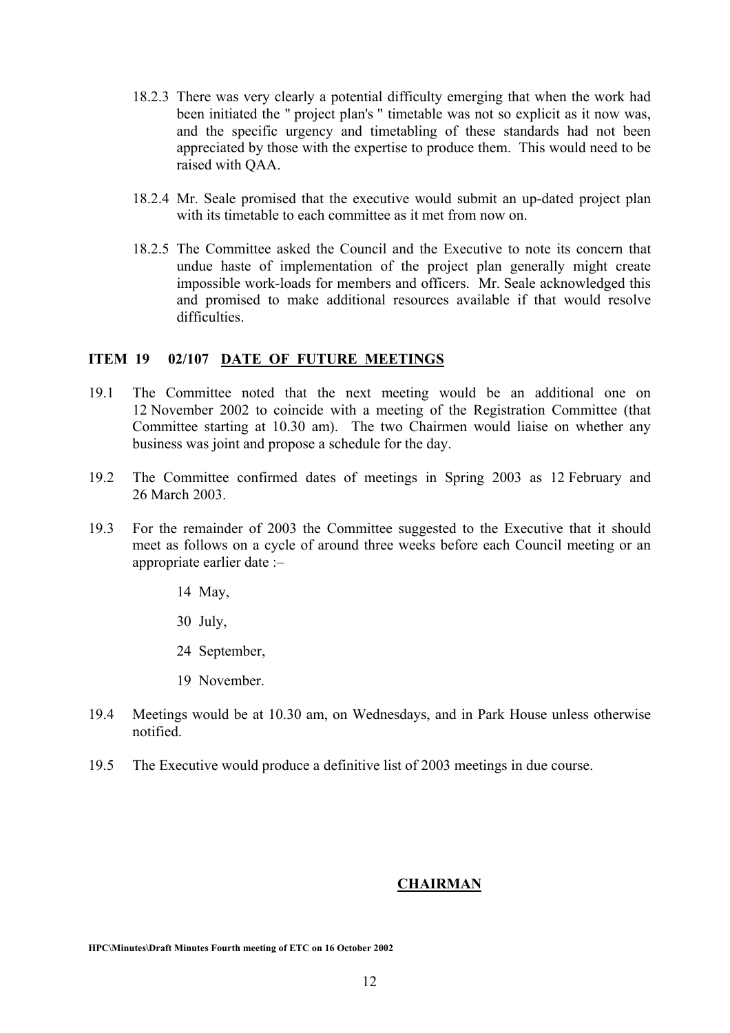18.2.3 There was very clearly a potential difficulty emerging that when the work had been initiated the " project plan's " timetable was not so explicit as it now was, and the specific urgency and timetabling of these standards had not been appreciated by those with the expertise to produce them. This would need to be raised with QAA.

18.2.4 Mr. Seale promised that the executive would submit an up-dated project plan with its timetable to each committee as it met from now on.

18.2.5 The Committee asked the Council and the Executive to note its concern that undue haste of implementation of the project plan generally might create impossible work-loads for members and officers. Mr. Seale acknowledged this and promised to make additional resources available if that would resolve difficulties.

## ITEM 19 02/107 DATE OF FUTURE MEETINGS

19.1 The Committee noted that the next meeting would be an additional one on 12 November 2002 to coincide with a meeting of the Registration Committee (that Committee starting at 10.30 am). The two Chairmen would liaise on whether any business was joint and propose a schedule for the day.

19.2 The Committee confirmed dates of meetings in Spring 2003 as 12 February and 26 March 2003.

19.3 For the remainder of 2003 the Committee suggested to the Executive that it should meet as follows on a cycle of around three weeks before each Council meeting or an appropriate earlier date :–

14 May,

30 July,

24 September,

19 November.

19.4 Meetings would be at 10.30 am, on Wednesdays, and in Park House unless otherwise notified.

19.5 The Executive would produce a definitive list of 2003 meetings in due course.

**CHAIRMAN**

HPC\Minutes\Draft Minutes Fourth meeting of ETC on 16 October 2002